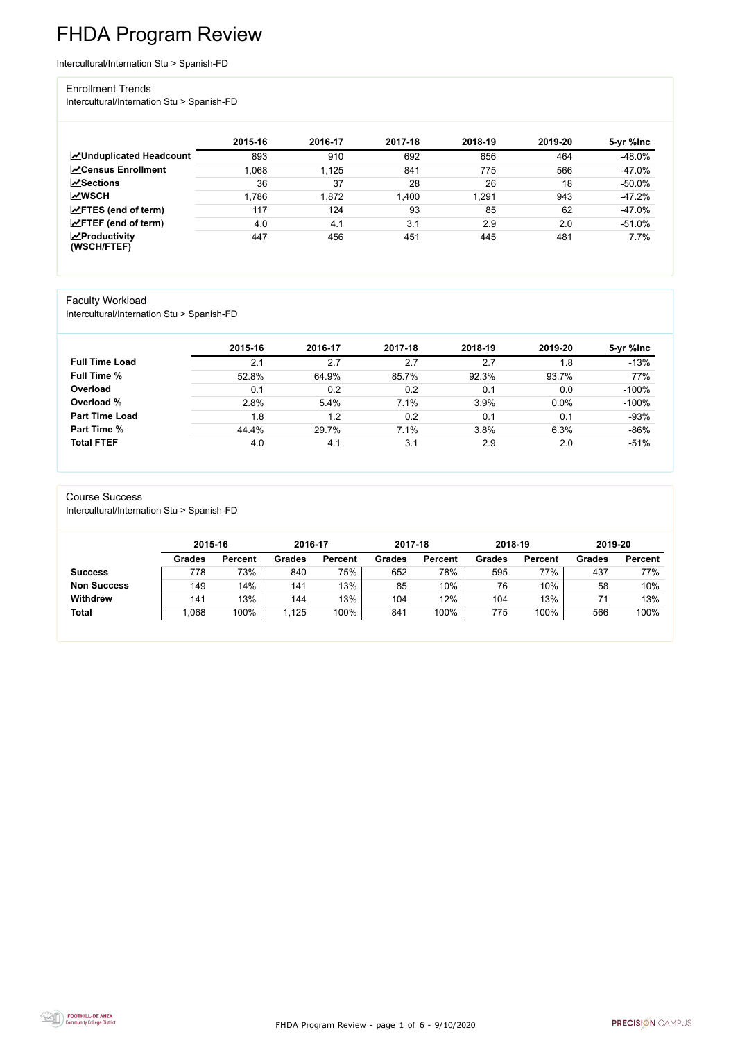# FHDA Program Review

Intercultural/Internation Stu > Spanish-FD

## Enrollment Trends

Intercultural/Internation Stu > Spanish-FD

| | 2015-16 | 2016-17 | 2017-18 | 2018-19 | 2019-20 | 5-yr %Inc |
|---|---|---|---|---|---|---|
| **Unduplicated Headcount** | 893 | 910 | 692 | 656 | 464 | -48.0% |
| **Census Enrollment** | 1,068 | 1,125 | 841 | 775 | 566 | -47.0% |
| **Sections** | 36 | 37 | 28 | 26 | 18 | -50.0% |
| **WSCH** | 1,786 | 1,872 | 1,400 | 1,291 | 943 | -47.2% |
| **FTES (end of term)** | 117 | 124 | 93 | 85 | 62 | -47.0% |
| **FTEF (end of term)** | 4.0 | 4.1 | 3.1 | 2.9 | 2.0 | -51.0% |
| **Productivity (WSCH/FTEF)** | 447 | 456 | 451 | 445 | 481 | 7.7% |

## Faculty Workload

Intercultural/Internation Stu > Spanish-FD

| | 2015-16 | 2016-17 | 2017-18 | 2018-19 | 2019-20 | 5-yr %Inc |
|---|---|---|---|---|---|---|
| **Full Time Load** | 2.1 | 2.7 | 2.7 | 2.7 | 1.8 | -13% |
| **Full Time %** | 52.8% | 64.9% | 85.7% | 92.3% | 93.7% | 77% |
| **Overload** | 0.1 | 0.2 | 0.2 | 0.1 | 0.0 | -100% |
| **Overload %** | 2.8% | 5.4% | 7.1% | 3.9% | 0.0% | -100% |
| **Part Time Load** | 1.8 | 1.2 | 0.2 | 0.1 | 0.1 | -93% |
| **Part Time %** | 44.4% | 29.7% | 7.1% | 3.8% | 6.3% | -86% |
| **Total FTEF** | 4.0 | 4.1 | 3.1 | 2.9 | 2.0 | -51% |

## Course Success

Intercultural/Internation Stu > Spanish-FD

| | 2015-16 | | 2016-17 | | 2017-18 | | 2018-19 | | 2019-20 | |
|---|---|---|---|---|---|---|---|---|---|---|
| | **Grades** | **Percent** | **Grades** | **Percent** | **Grades** | **Percent** | **Grades** | **Percent** | **Grades** | **Percent** |
| **Success** | 778 | 73% | 840 | 75% | 652 | 78% | 595 | 77% | 437 | 77% |
| **Non Success** | 149 | 14% | 141 | 13% | 85 | 10% | 76 | 10% | 58 | 10% |
| **Withdrew** | 141 | 13% | 144 | 13% | 104 | 12% | 104 | 13% | 71 | 13% |
| **Total** | 1,068 | 100% | 1,125 | 100% | 841 | 100% | 775 | 100% | 566 | 100% |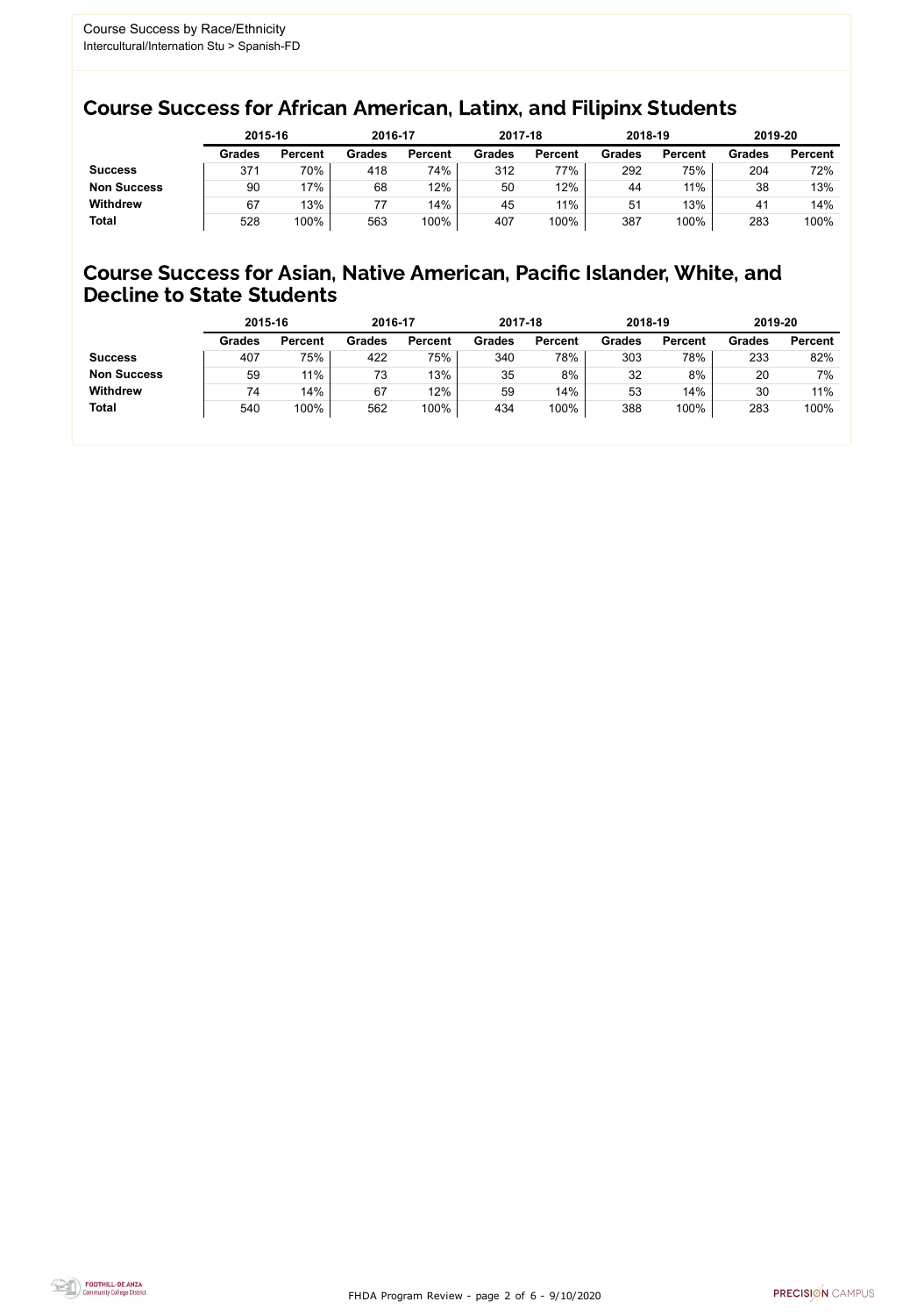Course Success by Race/Ethnicity
Intercultural/Internation Stu > Spanish-FD

## Course Success for African American, Latinx, and Filipinx Students

| | 2015-16 | | 2016-17 | | 2017-18 | | 2018-19 | | 2019-20 | |
|---|---|---|---|---|---|---|---|---|---|---|
| | **Grades** | **Percent** | **Grades** | **Percent** | **Grades** | **Percent** | **Grades** | **Percent** | **Grades** | **Percent** |
| **Success** | 371 | 70% | 418 | 74% | 312 | 77% | 292 | 75% | 204 | 72% |
| **Non Success** | 90 | 17% | 68 | 12% | 50 | 12% | 44 | 11% | 38 | 13% |
| **Withdrew** | 67 | 13% | 77 | 14% | 45 | 11% | 51 | 13% | 41 | 14% |
| **Total** | 528 | 100% | 563 | 100% | 407 | 100% | 387 | 100% | 283 | 100% |

## Course Success for Asian, Native American, Pacific Islander, White, and Decline to State Students

| | 2015-16 | | 2016-17 | | 2017-18 | | 2018-19 | | 2019-20 | |
|---|---|---|---|---|---|---|---|---|---|---|
| | **Grades** | **Percent** | **Grades** | **Percent** | **Grades** | **Percent** | **Grades** | **Percent** | **Grades** | **Percent** |
| **Success** | 407 | 75% | 422 | 75% | 340 | 78% | 303 | 78% | 233 | 82% |
| **Non Success** | 59 | 11% | 73 | 13% | 35 | 8% | 32 | 8% | 20 | 7% |
| **Withdrew** | 74 | 14% | 67 | 12% | 59 | 14% | 53 | 14% | 30 | 11% |
| **Total** | 540 | 100% | 562 | 100% | 434 | 100% | 388 | 100% | 283 | 100% |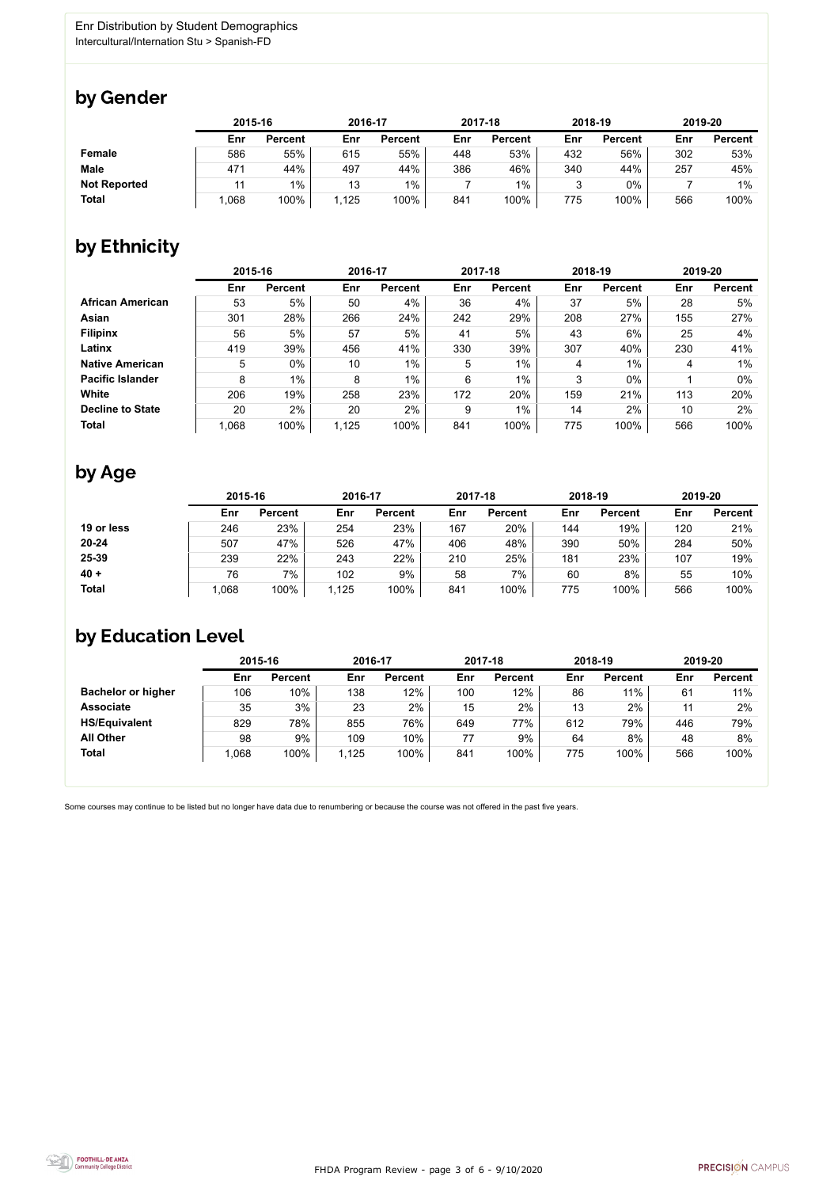Enr Distribution by Student Demographics
Intercultural/Internation Stu > Spanish-FD

## by Gender

| | 2015-16 | | 2016-17 | | 2017-18 | | 2018-19 | | 2019-20 | |
|---|---|---|---|---|---|---|---|---|---|---|
| | Enr | Percent | Enr | Percent | Enr | Percent | Enr | Percent | Enr | Percent |
| **Female** | 586 | 55% | 615 | 55% | 448 | 53% | 432 | 56% | 302 | 53% |
| **Male** | 471 | 44% | 497 | 44% | 386 | 46% | 340 | 44% | 257 | 45% |
| **Not Reported** | 11 | 1% | 13 | 1% | 7 | 1% | 3 | 0% | 7 | 1% |
| **Total** | 1,068 | 100% | 1,125 | 100% | 841 | 100% | 775 | 100% | 566 | 100% |

## by Ethnicity

| | 2015-16 | | 2016-17 | | 2017-18 | | 2018-19 | | 2019-20 | |
|---|---|---|---|---|---|---|---|---|---|---|
| | Enr | Percent | Enr | Percent | Enr | Percent | Enr | Percent | Enr | Percent |
| **African American** | 53 | 5% | 50 | 4% | 36 | 4% | 37 | 5% | 28 | 5% |
| **Asian** | 301 | 28% | 266 | 24% | 242 | 29% | 208 | 27% | 155 | 27% |
| **Filipinx** | 56 | 5% | 57 | 5% | 41 | 5% | 43 | 6% | 25 | 4% |
| **Latinx** | 419 | 39% | 456 | 41% | 330 | 39% | 307 | 40% | 230 | 41% |
| **Native American** | 5 | 0% | 10 | 1% | 5 | 1% | 4 | 1% | 4 | 1% |
| **Pacific Islander** | 8 | 1% | 8 | 1% | 6 | 1% | 3 | 0% | 1 | 0% |
| **White** | 206 | 19% | 258 | 23% | 172 | 20% | 159 | 21% | 113 | 20% |
| **Decline to State** | 20 | 2% | 20 | 2% | 9 | 1% | 14 | 2% | 10 | 2% |
| **Total** | 1,068 | 100% | 1,125 | 100% | 841 | 100% | 775 | 100% | 566 | 100% |

## by Age

| | 2015-16 | | 2016-17 | | 2017-18 | | 2018-19 | | 2019-20 | |
|---|---|---|---|---|---|---|---|---|---|---|
| | Enr | Percent | Enr | Percent | Enr | Percent | Enr | Percent | Enr | Percent |
| **19 or less** | 246 | 23% | 254 | 23% | 167 | 20% | 144 | 19% | 120 | 21% |
| **20-24** | 507 | 47% | 526 | 47% | 406 | 48% | 390 | 50% | 284 | 50% |
| **25-39** | 239 | 22% | 243 | 22% | 210 | 25% | 181 | 23% | 107 | 19% |
| **40 +** | 76 | 7% | 102 | 9% | 58 | 7% | 60 | 8% | 55 | 10% |
| **Total** | 1,068 | 100% | 1,125 | 100% | 841 | 100% | 775 | 100% | 566 | 100% |

## by Education Level

| | 2015-16 | | 2016-17 | | 2017-18 | | 2018-19 | | 2019-20 | |
|---|---|---|---|---|---|---|---|---|---|---|
| | Enr | Percent | Enr | Percent | Enr | Percent | Enr | Percent | Enr | Percent |
| **Bachelor or higher** | 106 | 10% | 138 | 12% | 100 | 12% | 86 | 11% | 61 | 11% |
| **Associate** | 35 | 3% | 23 | 2% | 15 | 2% | 13 | 2% | 11 | 2% |
| **HS/Equivalent** | 829 | 78% | 855 | 76% | 649 | 77% | 612 | 79% | 446 | 79% |
| **All Other** | 98 | 9% | 109 | 10% | 77 | 9% | 64 | 8% | 48 | 8% |
| **Total** | 1,068 | 100% | 1,125 | 100% | 841 | 100% | 775 | 100% | 566 | 100% |

Some courses may continue to be listed but no longer have data due to renumbering or because the course was not offered in the past five years.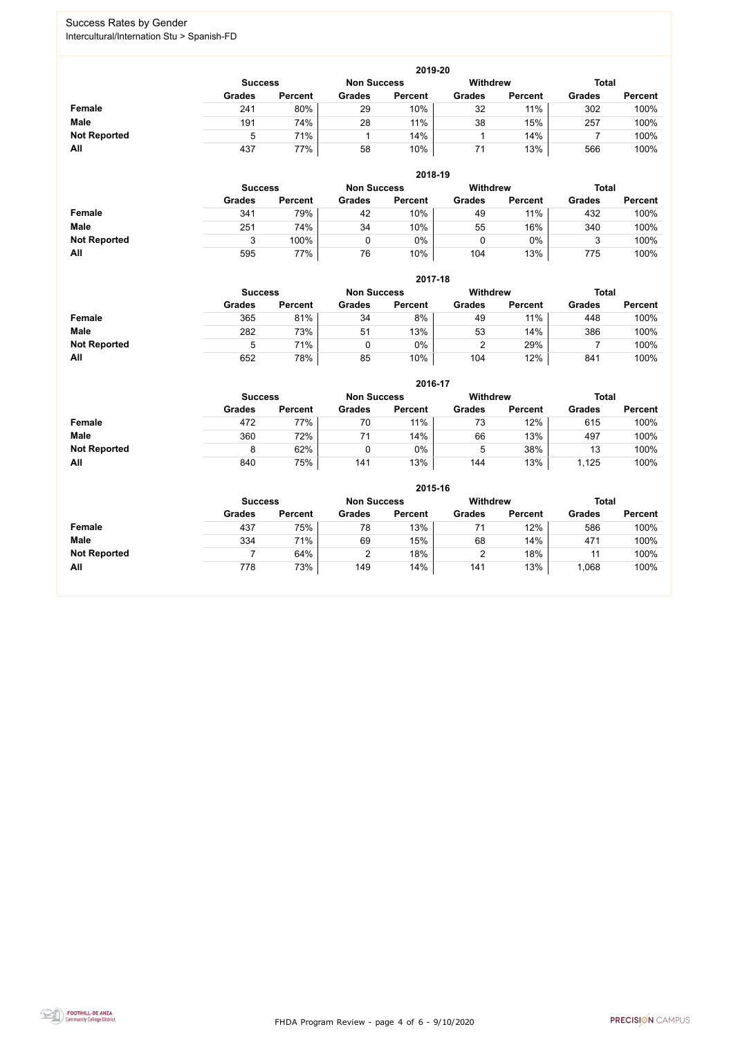# Success Rates by Gender

Intercultural/Internation Stu > Spanish-FD

## 2019-20

| | Success | | Non Success | | Withdrew | | Total | |
|---|---|---|---|---|---|---|---|---|
| | Grades | Percent | Grades | Percent | Grades | Percent | Grades | Percent |
| **Female** | 241 | 80% | 29 | 10% | 32 | 11% | 302 | 100% |
| **Male** | 191 | 74% | 28 | 11% | 38 | 15% | 257 | 100% |
| **Not Reported** | 5 | 71% | 1 | 14% | 1 | 14% | 7 | 100% |
| **All** | 437 | 77% | 58 | 10% | 71 | 13% | 566 | 100% |

## 2018-19

| | Success | | Non Success | | Withdrew | | Total | |
|---|---|---|---|---|---|---|---|---|
| | Grades | Percent | Grades | Percent | Grades | Percent | Grades | Percent |
| **Female** | 341 | 79% | 42 | 10% | 49 | 11% | 432 | 100% |
| **Male** | 251 | 74% | 34 | 10% | 55 | 16% | 340 | 100% |
| **Not Reported** | 3 | 100% | 0 | 0% | 0 | 0% | 3 | 100% |
| **All** | 595 | 77% | 76 | 10% | 104 | 13% | 775 | 100% |

## 2017-18

| | Success | | Non Success | | Withdrew | | Total | |
|---|---|---|---|---|---|---|---|---|
| | Grades | Percent | Grades | Percent | Grades | Percent | Grades | Percent |
| **Female** | 365 | 81% | 34 | 8% | 49 | 11% | 448 | 100% |
| **Male** | 282 | 73% | 51 | 13% | 53 | 14% | 386 | 100% |
| **Not Reported** | 5 | 71% | 0 | 0% | 2 | 29% | 7 | 100% |
| **All** | 652 | 78% | 85 | 10% | 104 | 12% | 841 | 100% |

## 2016-17

| | Success | | Non Success | | Withdrew | | Total | |
|---|---|---|---|---|---|---|---|---|
| | Grades | Percent | Grades | Percent | Grades | Percent | Grades | Percent |
| **Female** | 472 | 77% | 70 | 11% | 73 | 12% | 615 | 100% |
| **Male** | 360 | 72% | 71 | 14% | 66 | 13% | 497 | 100% |
| **Not Reported** | 8 | 62% | 0 | 0% | 5 | 38% | 13 | 100% |
| **All** | 840 | 75% | 141 | 13% | 144 | 13% | 1,125 | 100% |

## 2015-16

| | Success | | Non Success | | Withdrew | | Total | |
|---|---|---|---|---|---|---|---|---|
| | Grades | Percent | Grades | Percent | Grades | Percent | Grades | Percent |
| **Female** | 437 | 75% | 78 | 13% | 71 | 12% | 586 | 100% |
| **Male** | 334 | 71% | 69 | 15% | 68 | 14% | 471 | 100% |
| **Not Reported** | 7 | 64% | 2 | 18% | 2 | 18% | 11 | 100% |
| **All** | 778 | 73% | 149 | 14% | 141 | 13% | 1,068 | 100% |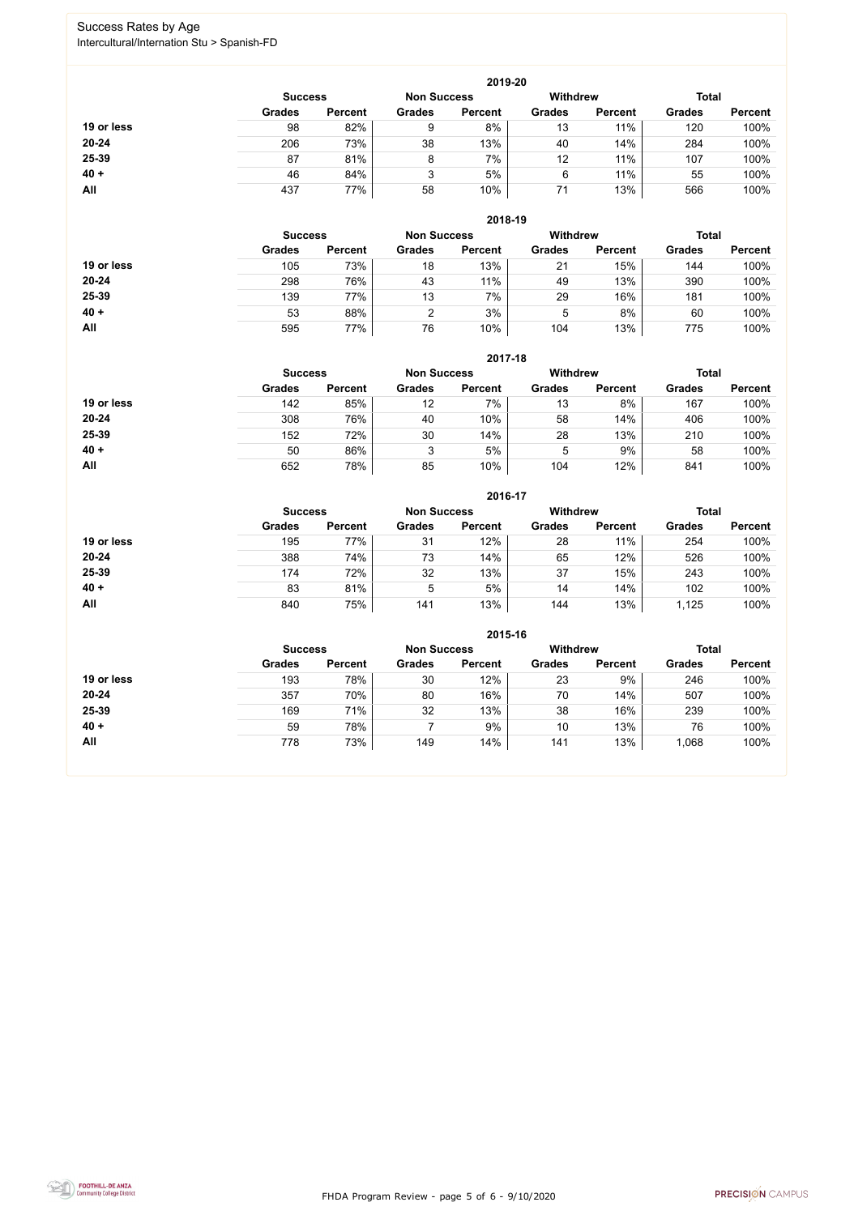# Success Rates by Age

Intercultural/Internation Stu > Spanish-FD

## 2019-20

| | Success | | Non Success | | Withdrew | | Total | |
|---|---|---|---|---|---|---|---|---|
| | Grades | Percent | Grades | Percent | Grades | Percent | Grades | Percent |
| 19 or less | 98 | 82% | 9 | 8% | 13 | 11% | 120 | 100% |
| 20-24 | 206 | 73% | 38 | 13% | 40 | 14% | 284 | 100% |
| 25-39 | 87 | 81% | 8 | 7% | 12 | 11% | 107 | 100% |
| 40 + | 46 | 84% | 3 | 5% | 6 | 11% | 55 | 100% |
| All | 437 | 77% | 58 | 10% | 71 | 13% | 566 | 100% |

## 2018-19

| | Success | | Non Success | | Withdrew | | Total | |
|---|---|---|---|---|---|---|---|---|
| | Grades | Percent | Grades | Percent | Grades | Percent | Grades | Percent |
| 19 or less | 105 | 73% | 18 | 13% | 21 | 15% | 144 | 100% |
| 20-24 | 298 | 76% | 43 | 11% | 49 | 13% | 390 | 100% |
| 25-39 | 139 | 77% | 13 | 7% | 29 | 16% | 181 | 100% |
| 40 + | 53 | 88% | 2 | 3% | 5 | 8% | 60 | 100% |
| All | 595 | 77% | 76 | 10% | 104 | 13% | 775 | 100% |

## 2017-18

| | Success | | Non Success | | Withdrew | | Total | |
|---|---|---|---|---|---|---|---|---|
| | Grades | Percent | Grades | Percent | Grades | Percent | Grades | Percent |
| 19 or less | 142 | 85% | 12 | 7% | 13 | 8% | 167 | 100% |
| 20-24 | 308 | 76% | 40 | 10% | 58 | 14% | 406 | 100% |
| 25-39 | 152 | 72% | 30 | 14% | 28 | 13% | 210 | 100% |
| 40 + | 50 | 86% | 3 | 5% | 5 | 9% | 58 | 100% |
| All | 652 | 78% | 85 | 10% | 104 | 12% | 841 | 100% |

## 2016-17

| | Success | | Non Success | | Withdrew | | Total | |
|---|---|---|---|---|---|---|---|---|
| | Grades | Percent | Grades | Percent | Grades | Percent | Grades | Percent |
| 19 or less | 195 | 77% | 31 | 12% | 28 | 11% | 254 | 100% |
| 20-24 | 388 | 74% | 73 | 14% | 65 | 12% | 526 | 100% |
| 25-39 | 174 | 72% | 32 | 13% | 37 | 15% | 243 | 100% |
| 40 + | 83 | 81% | 5 | 5% | 14 | 14% | 102 | 100% |
| All | 840 | 75% | 141 | 13% | 144 | 13% | 1,125 | 100% |

## 2015-16

| | Success | | Non Success | | Withdrew | | Total | |
|---|---|---|---|---|---|---|---|---|
| | Grades | Percent | Grades | Percent | Grades | Percent | Grades | Percent |
| 19 or less | 193 | 78% | 30 | 12% | 23 | 9% | 246 | 100% |
| 20-24 | 357 | 70% | 80 | 16% | 70 | 14% | 507 | 100% |
| 25-39 | 169 | 71% | 32 | 13% | 38 | 16% | 239 | 100% |
| 40 + | 59 | 78% | 7 | 9% | 10 | 13% | 76 | 100% |
| All | 778 | 73% | 149 | 14% | 141 | 13% | 1,068 | 100% |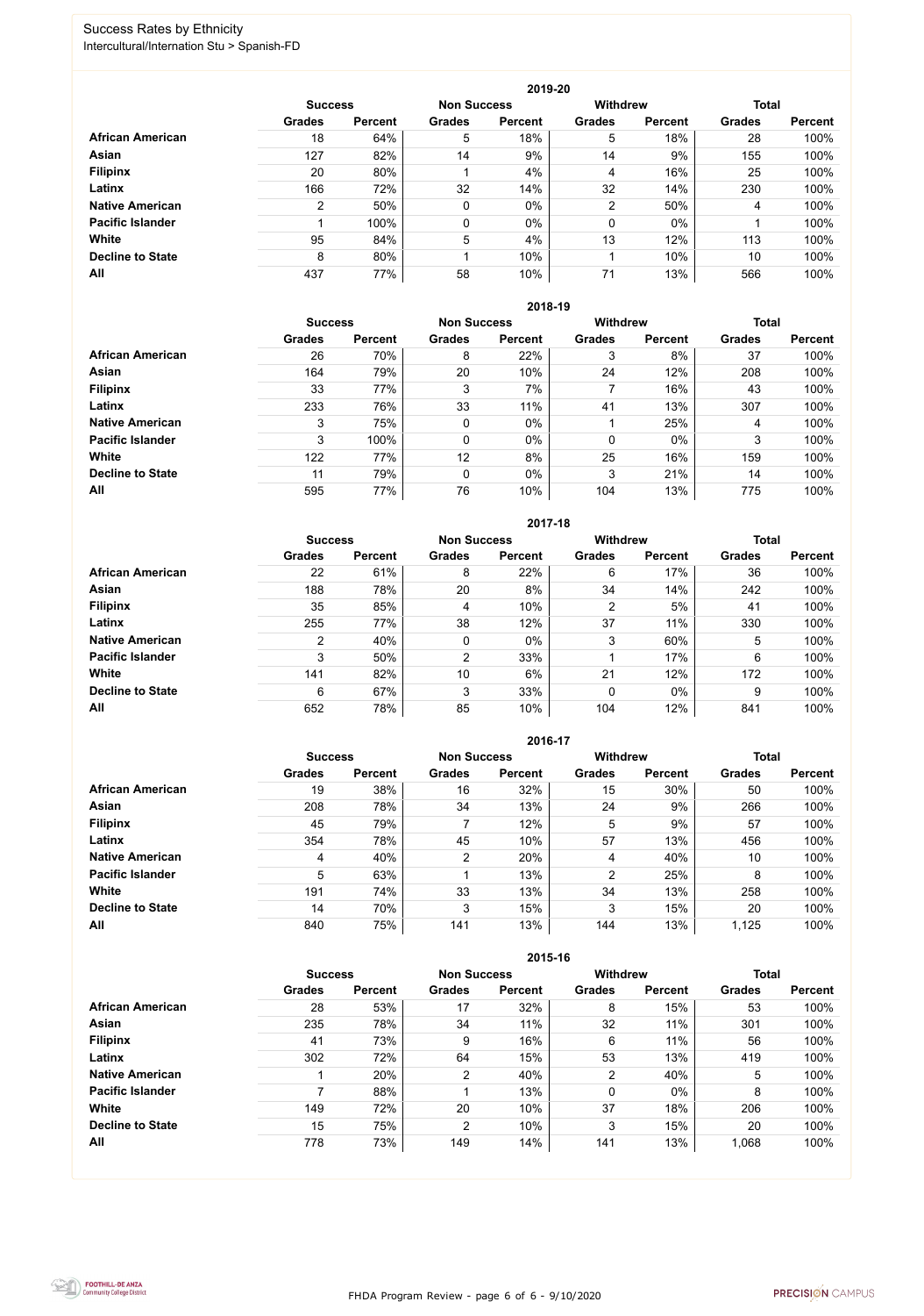# Success Rates by Ethnicity

Intercultural/Internation Stu > Spanish-FD

## 2019-20

| | Success | | Non Success | | Withdrew | | Total | |
|---|---|---|---|---|---|---|---|---|
| | Grades | Percent | Grades | Percent | Grades | Percent | Grades | Percent |
| **African American** | 18 | 64% | 5 | 18% | 5 | 18% | 28 | 100% |
| **Asian** | 127 | 82% | 14 | 9% | 14 | 9% | 155 | 100% |
| **Filipinx** | 20 | 80% | 1 | 4% | 4 | 16% | 25 | 100% |
| **Latinx** | 166 | 72% | 32 | 14% | 32 | 14% | 230 | 100% |
| **Native American** | 2 | 50% | 0 | 0% | 2 | 50% | 4 | 100% |
| **Pacific Islander** | 1 | 100% | 0 | 0% | 0 | 0% | 1 | 100% |
| **White** | 95 | 84% | 5 | 4% | 13 | 12% | 113 | 100% |
| **Decline to State** | 8 | 80% | 1 | 10% | 1 | 10% | 10 | 100% |
| **All** | 437 | 77% | 58 | 10% | 71 | 13% | 566 | 100% |

## 2018-19

| | Success | | Non Success | | Withdrew | | Total | |
|---|---|---|---|---|---|---|---|---|
| | Grades | Percent | Grades | Percent | Grades | Percent | Grades | Percent |
| **African American** | 26 | 70% | 8 | 22% | 3 | 8% | 37 | 100% |
| **Asian** | 164 | 79% | 20 | 10% | 24 | 12% | 208 | 100% |
| **Filipinx** | 33 | 77% | 3 | 7% | 7 | 16% | 43 | 100% |
| **Latinx** | 233 | 76% | 33 | 11% | 41 | 13% | 307 | 100% |
| **Native American** | 3 | 75% | 0 | 0% | 1 | 25% | 4 | 100% |
| **Pacific Islander** | 3 | 100% | 0 | 0% | 0 | 0% | 3 | 100% |
| **White** | 122 | 77% | 12 | 8% | 25 | 16% | 159 | 100% |
| **Decline to State** | 11 | 79% | 0 | 0% | 3 | 21% | 14 | 100% |
| **All** | 595 | 77% | 76 | 10% | 104 | 13% | 775 | 100% |

## 2017-18

| | Success | | Non Success | | Withdrew | | Total | |
|---|---|---|---|---|---|---|---|---|
| | Grades | Percent | Grades | Percent | Grades | Percent | Grades | Percent |
| **African American** | 22 | 61% | 8 | 22% | 6 | 17% | 36 | 100% |
| **Asian** | 188 | 78% | 20 | 8% | 34 | 14% | 242 | 100% |
| **Filipinx** | 35 | 85% | 4 | 10% | 2 | 5% | 41 | 100% |
| **Latinx** | 255 | 77% | 38 | 12% | 37 | 11% | 330 | 100% |
| **Native American** | 2 | 40% | 0 | 0% | 3 | 60% | 5 | 100% |
| **Pacific Islander** | 3 | 50% | 2 | 33% | 1 | 17% | 6 | 100% |
| **White** | 141 | 82% | 10 | 6% | 21 | 12% | 172 | 100% |
| **Decline to State** | 6 | 67% | 3 | 33% | 0 | 0% | 9 | 100% |
| **All** | 652 | 78% | 85 | 10% | 104 | 12% | 841 | 100% |

## 2016-17

| | Success | | Non Success | | Withdrew | | Total | |
|---|---|---|---|---|---|---|---|---|
| | Grades | Percent | Grades | Percent | Grades | Percent | Grades | Percent |
| **African American** | 19 | 38% | 16 | 32% | 15 | 30% | 50 | 100% |
| **Asian** | 208 | 78% | 34 | 13% | 24 | 9% | 266 | 100% |
| **Filipinx** | 45 | 79% | 7 | 12% | 5 | 9% | 57 | 100% |
| **Latinx** | 354 | 78% | 45 | 10% | 57 | 13% | 456 | 100% |
| **Native American** | 4 | 40% | 2 | 20% | 4 | 40% | 10 | 100% |
| **Pacific Islander** | 5 | 63% | 1 | 13% | 2 | 25% | 8 | 100% |
| **White** | 191 | 74% | 33 | 13% | 34 | 13% | 258 | 100% |
| **Decline to State** | 14 | 70% | 3 | 15% | 3 | 15% | 20 | 100% |
| **All** | 840 | 75% | 141 | 13% | 144 | 13% | 1,125 | 100% |

## 2015-16

| | Success | | Non Success | | Withdrew | | Total | |
|---|---|---|---|---|---|---|---|---|
| | Grades | Percent | Grades | Percent | Grades | Percent | Grades | Percent |
| **African American** | 28 | 53% | 17 | 32% | 8 | 15% | 53 | 100% |
| **Asian** | 235 | 78% | 34 | 11% | 32 | 11% | 301 | 100% |
| **Filipinx** | 41 | 73% | 9 | 16% | 6 | 11% | 56 | 100% |
| **Latinx** | 302 | 72% | 64 | 15% | 53 | 13% | 419 | 100% |
| **Native American** | 1 | 20% | 2 | 40% | 2 | 40% | 5 | 100% |
| **Pacific Islander** | 7 | 88% | 1 | 13% | 0 | 0% | 8 | 100% |
| **White** | 149 | 72% | 20 | 10% | 37 | 18% | 206 | 100% |
| **Decline to State** | 15 | 75% | 2 | 10% | 3 | 15% | 20 | 100% |
| **All** | 778 | 73% | 149 | 14% | 141 | 13% | 1,068 | 100% |